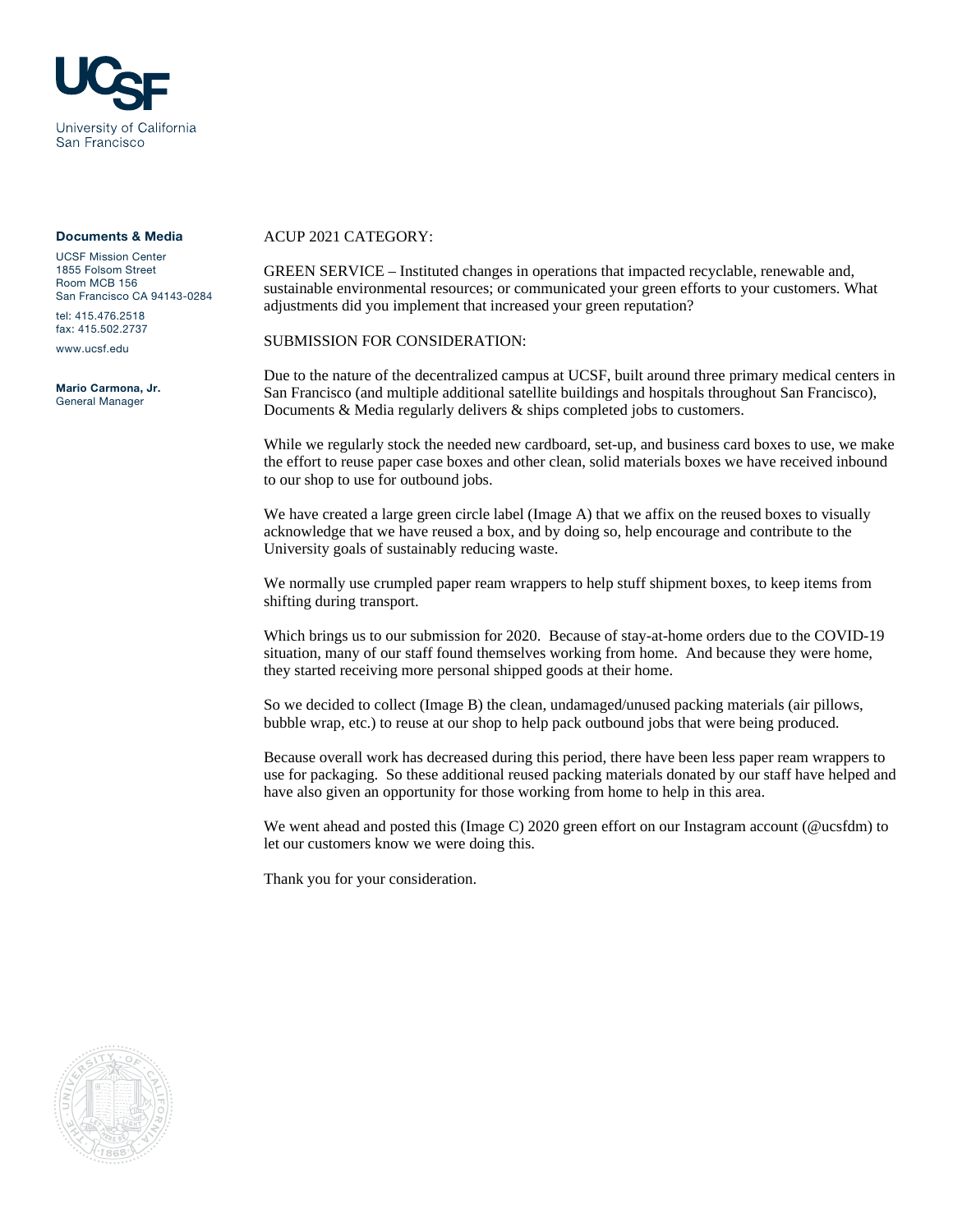UCSF

University of California
San Francisco

**Documents & Media**

UCSF Mission Center
1855 Folsom Street
Room MCB 156
San Francisco CA 94143-0284

tel: 415.476.2518
fax: 415.502.2737

www.ucsf.edu

**Mario Carmona, Jr.**
General Manager

ACUP 2021 CATEGORY:

GREEN SERVICE – Instituted changes in operations that impacted recyclable, renewable and, sustainable environmental resources; or communicated your green efforts to your customers. What adjustments did you implement that increased your green reputation?

SUBMISSION FOR CONSIDERATION:

Due to the nature of the decentralized campus at UCSF, built around three primary medical centers in San Francisco (and multiple additional satellite buildings and hospitals throughout San Francisco), Documents & Media regularly delivers & ships completed jobs to customers.

While we regularly stock the needed new cardboard, set-up, and business card boxes to use, we make the effort to reuse paper case boxes and other clean, solid materials boxes we have received inbound to our shop to use for outbound jobs.

We have created a large green circle label (Image A) that we affix on the reused boxes to visually acknowledge that we have reused a box, and by doing so, help encourage and contribute to the University goals of sustainably reducing waste.

We normally use crumpled paper ream wrappers to help stuff shipment boxes, to keep items from shifting during transport.

Which brings us to our submission for 2020. Because of stay-at-home orders due to the COVID-19 situation, many of our staff found themselves working from home. And because they were home, they started receiving more personal shipped goods at their home.

So we decided to collect (Image B) the clean, undamaged/unused packing materials (air pillows, bubble wrap, etc.) to reuse at our shop to help pack outbound jobs that were being produced.

Because overall work has decreased during this period, there have been less paper ream wrappers to use for packaging. So these additional reused packing materials donated by our staff have helped and have also given an opportunity for those working from home to help in this area.

We went ahead and posted this (Image C) 2020 green effort on our Instagram account (@ucsfdm) to let our customers know we were doing this.

Thank you for your consideration.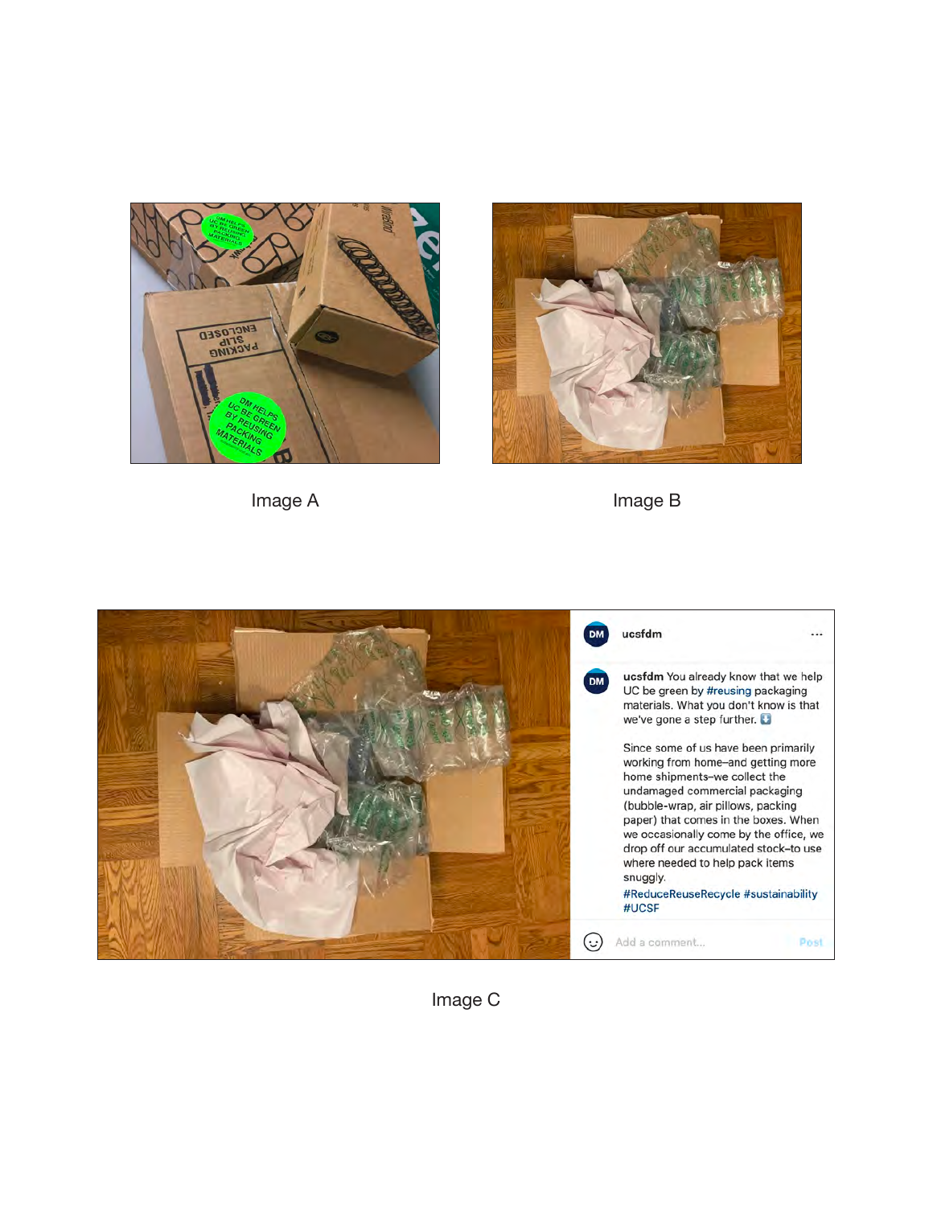Image A

Image B

Image C